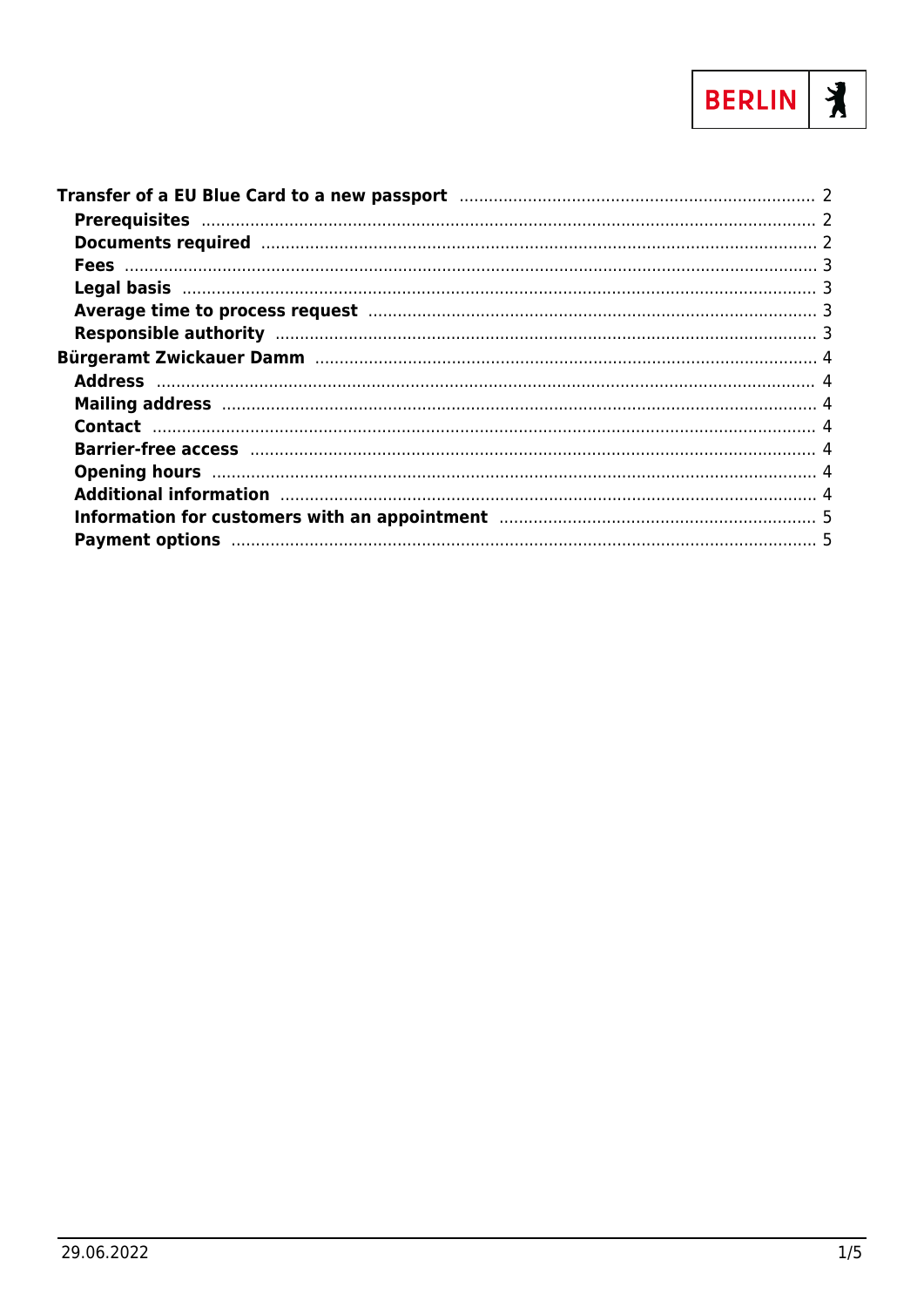- **Transfer of a EU Blue Card to a new passport** ........ 2
  - **Prerequisites** ........ 2
  - **Documents required** ........ 2
  - **Fees** ........ 3
  - **Legal basis** ........ 3
  - **Average time to process request** ........ 3
  - **Responsible authority** ........ 3
- **Bürgeramt Zwickauer Damm** ........ 4
  - **Address** ........ 4
  - **Mailing address** ........ 4
  - **Contact** ........ 4
  - **Barrier-free access** ........ 4
  - **Opening hours** ........ 4
  - **Additional information** ........ 4
  - **Information for customers with an appointment** ........ 5
  - **Payment options** ........ 5

29.06.2022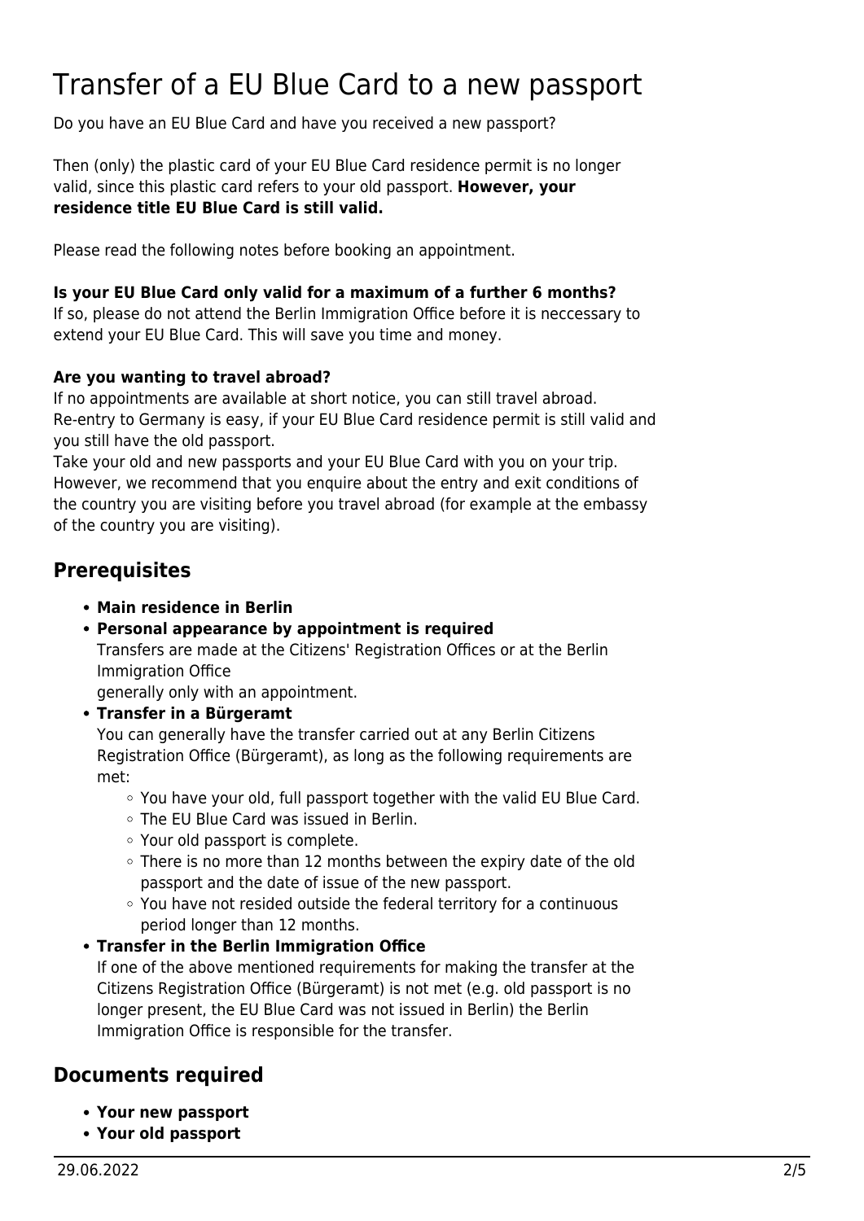# Transfer of a EU Blue Card to a new passport

Do you have an EU Blue Card and have you received a new passport?

Then (only) the plastic card of your EU Blue Card residence permit is no longer valid, since this plastic card refers to your old passport. **However, your residence title EU Blue Card is still valid.**

Please read the following notes before booking an appointment.

**Is your EU Blue Card only valid for a maximum of a further 6 months?**
If so, please do not attend the Berlin Immigration Office before it is neccessary to extend your EU Blue Card. This will save you time and money.

**Are you wanting to travel abroad?**
If no appointments are available at short notice, you can still travel abroad. Re-entry to Germany is easy, if your EU Blue Card residence permit is still valid and you still have the old passport.
Take your old and new passports and your EU Blue Card with you on your trip. However, we recommend that you enquire about the entry and exit conditions of the country you are visiting before you travel abroad (for example at the embassy of the country you are visiting).

## Prerequisites

- **Main residence in Berlin**
- **Personal appearance by appointment is required**
  Transfers are made at the Citizens' Registration Offices or at the Berlin Immigration Office
  generally only with an appointment.
- **Transfer in a Bürgeramt**
  You can generally have the transfer carried out at any Berlin Citizens Registration Office (Bürgeramt), as long as the following requirements are met:
  - You have your old, full passport together with the valid EU Blue Card.
  - The EU Blue Card was issued in Berlin.
  - Your old passport is complete.
  - There is no more than 12 months between the expiry date of the old passport and the date of issue of the new passport.
  - You have not resided outside the federal territory for a continuous period longer than 12 months.
- **Transfer in the Berlin Immigration Office**
  If one of the above mentioned requirements for making the transfer at the Citizens Registration Office (Bürgeramt) is not met (e.g. old passport is no longer present, the EU Blue Card was not issued in Berlin) the Berlin Immigration Office is responsible for the transfer.

## Documents required

- **Your new passport**
- **Your old passport**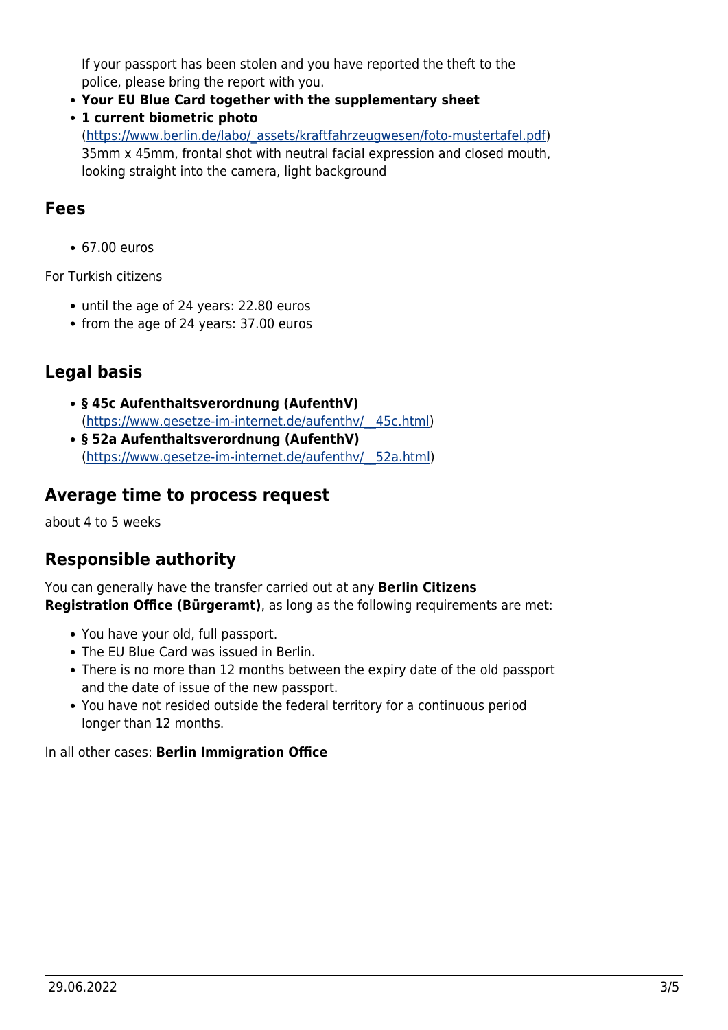If your passport has been stolen and you have reported the theft to the police, please bring the report with you.

- **Your EU Blue Card together with the supplementary sheet**
- **1 current biometric photo** (https://www.berlin.de/labo/_assets/kraftfahrzeugwesen/foto-mustertafel.pdf) 35mm x 45mm, frontal shot with neutral facial expression and closed mouth, looking straight into the camera, light background

## Fees

- 67.00 euros

For Turkish citizens

- until the age of 24 years: 22.80 euros
- from the age of 24 years: 37.00 euros

## Legal basis

- **§ 45c Aufenthaltsverordnung (AufenthV)** (https://www.gesetze-im-internet.de/aufenthv/__45c.html)
- **§ 52a Aufenthaltsverordnung (AufenthV)** (https://www.gesetze-im-internet.de/aufenthv/__52a.html)

## Average time to process request

about 4 to 5 weeks

## Responsible authority

You can generally have the transfer carried out at any **Berlin Citizens Registration Office (Bürgeramt)**, as long as the following requirements are met:

- You have your old, full passport.
- The EU Blue Card was issued in Berlin.
- There is no more than 12 months between the expiry date of the old passport and the date of issue of the new passport.
- You have not resided outside the federal territory for a continuous period longer than 12 months.

In all other cases: **Berlin Immigration Office**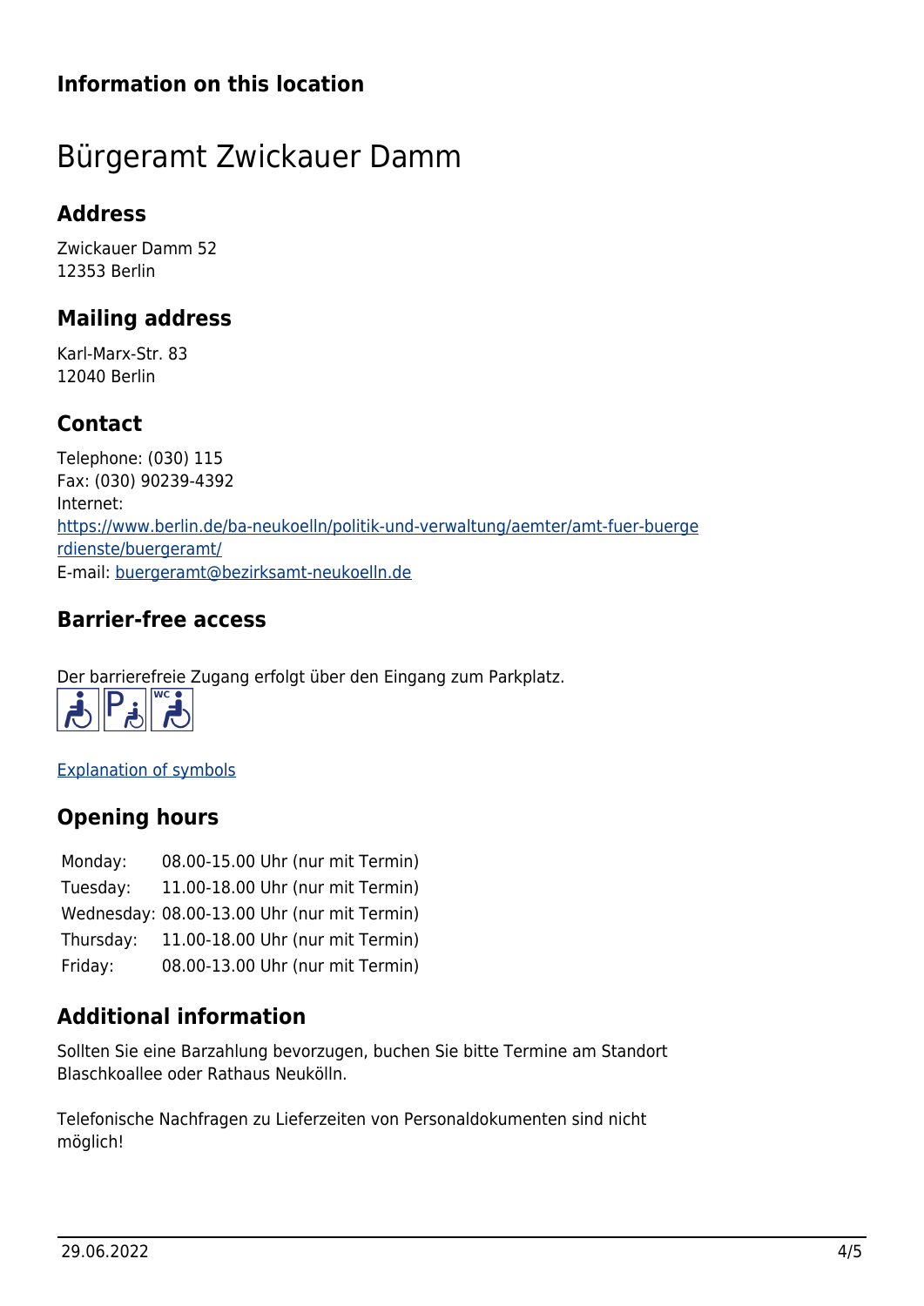## Information on this location

# Bürgeramt Zwickauer Damm

### Address

Zwickauer Damm 52
12353 Berlin

### Mailing address

Karl-Marx-Str. 83
12040 Berlin

### Contact

Telephone: (030) 115
Fax: (030) 90239-4392
Internet:
https://www.berlin.de/ba-neukoelln/politik-und-verwaltung/aemter/amt-fuer-buergerdienste/buergeramt/
E-mail: buergeramt@bezirksamt-neukoelln.de

### Barrier-free access

Der barrierefreie Zugang erfolgt über den Eingang zum Parkplatz.

Explanation of symbols

### Opening hours

| | |
|---|---|
| Monday: | 08.00-15.00 Uhr (nur mit Termin) |
| Tuesday: | 11.00-18.00 Uhr (nur mit Termin) |
| Wednesday: | 08.00-13.00 Uhr (nur mit Termin) |
| Thursday: | 11.00-18.00 Uhr (nur mit Termin) |
| Friday: | 08.00-13.00 Uhr (nur mit Termin) |

### Additional information

Sollten Sie eine Barzahlung bevorzugen, buchen Sie bitte Termine am Standort Blaschkoallee oder Rathaus Neukölln.

Telefonische Nachfragen zu Lieferzeiten von Personaldokumenten sind nicht möglich!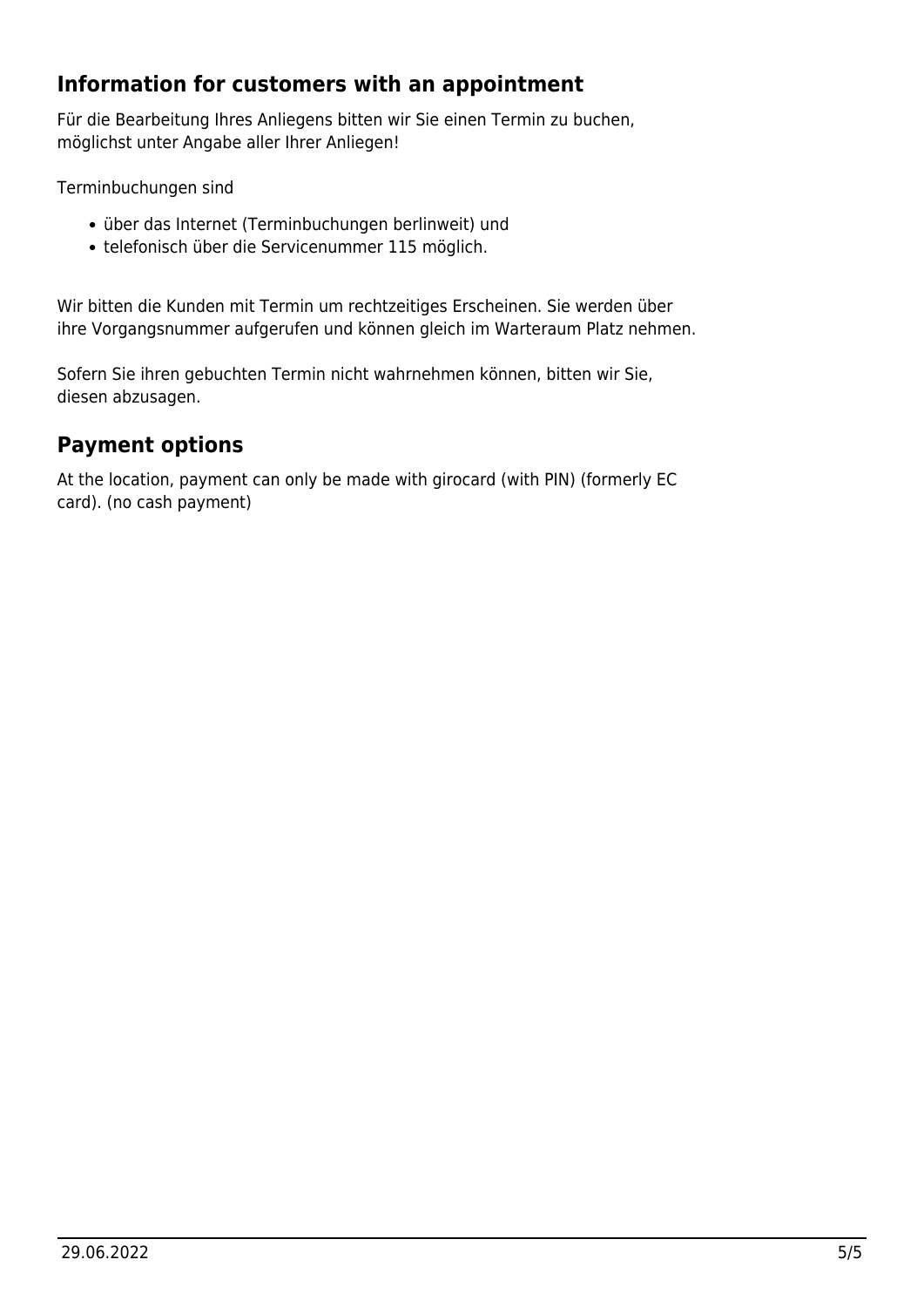## Information for customers with an appointment

Für die Bearbeitung Ihres Anliegens bitten wir Sie einen Termin zu buchen, möglichst unter Angabe aller Ihrer Anliegen!

Terminbuchungen sind

- über das Internet (Terminbuchungen berlinweit) und
- telefonisch über die Servicenummer 115 möglich.

Wir bitten die Kunden mit Termin um rechtzeitiges Erscheinen. Sie werden über ihre Vorgangsnummer aufgerufen und können gleich im Warteraum Platz nehmen.

Sofern Sie ihren gebuchten Termin nicht wahrnehmen können, bitten wir Sie, diesen abzusagen.

## Payment options

At the location, payment can only be made with girocard (with PIN) (formerly EC card). (no cash payment)